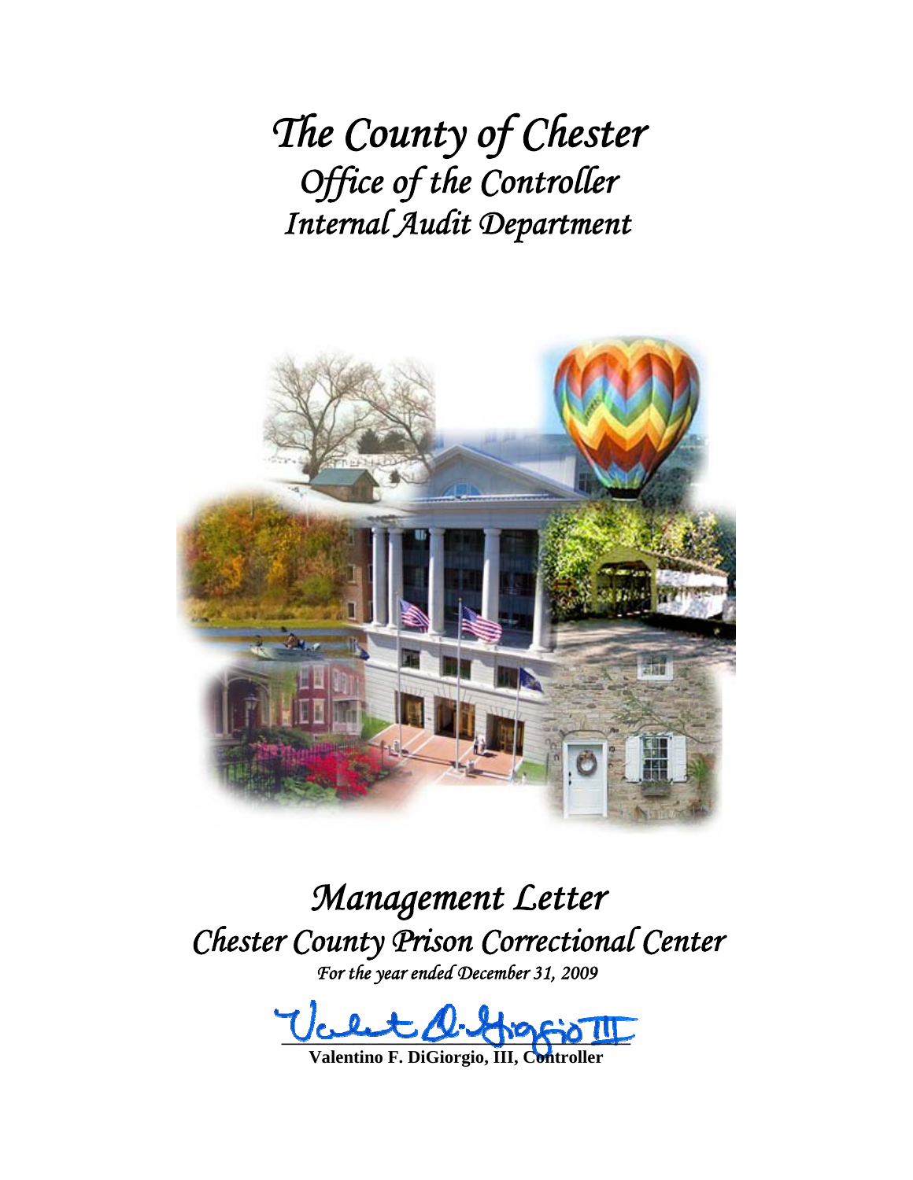# *The County of Chester*
## *Office of the Controller*
## *Internal Audit Department*

# *Management Letter*
## *Chester County Prison Correctional Center*
*For the year ended December 31, 2009*

**Valentino F. DiGiorgio, III, Controller**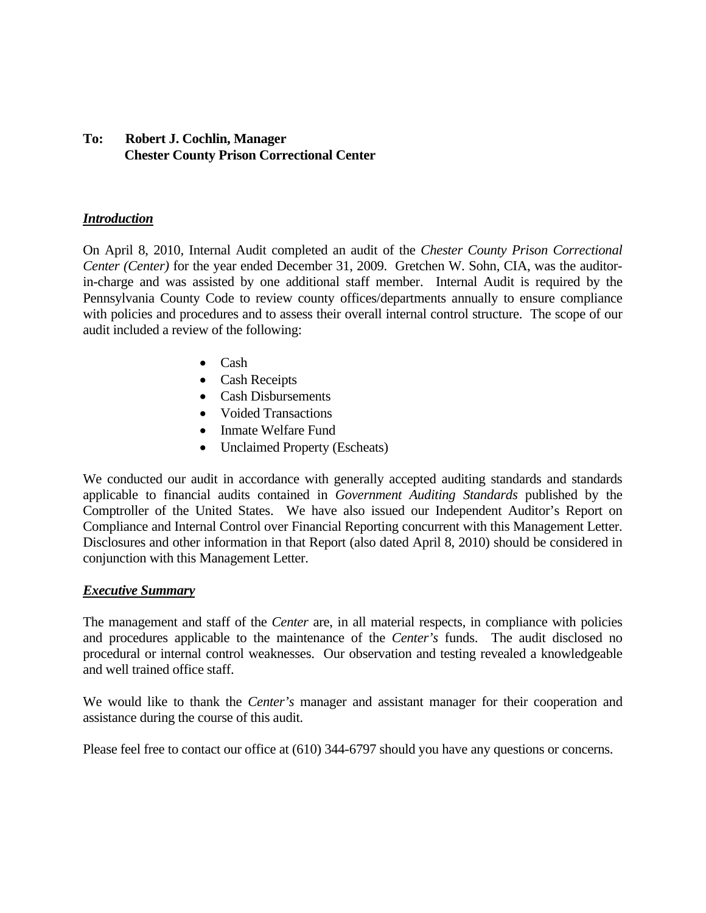**To: Robert J. Cochlin, Manager**
**Chester County Prison Correctional Center**

***Introduction***

On April 8, 2010, Internal Audit completed an audit of the *Chester County Prison Correctional Center (Center)* for the year ended December 31, 2009. Gretchen W. Sohn, CIA, was the auditor-in-charge and was assisted by one additional staff member. Internal Audit is required by the Pennsylvania County Code to review county offices/departments annually to ensure compliance with policies and procedures and to assess their overall internal control structure. The scope of our audit included a review of the following:

- Cash
- Cash Receipts
- Cash Disbursements
- Voided Transactions
- Inmate Welfare Fund
- Unclaimed Property (Escheats)

We conducted our audit in accordance with generally accepted auditing standards and standards applicable to financial audits contained in *Government Auditing Standards* published by the Comptroller of the United States. We have also issued our Independent Auditor's Report on Compliance and Internal Control over Financial Reporting concurrent with this Management Letter. Disclosures and other information in that Report (also dated April 8, 2010) should be considered in conjunction with this Management Letter.

***Executive Summary***

The management and staff of the *Center* are, in all material respects, in compliance with policies and procedures applicable to the maintenance of the *Center's* funds. The audit disclosed no procedural or internal control weaknesses. Our observation and testing revealed a knowledgeable and well trained office staff.

We would like to thank the *Center's* manager and assistant manager for their cooperation and assistance during the course of this audit.

Please feel free to contact our office at (610) 344-6797 should you have any questions or concerns.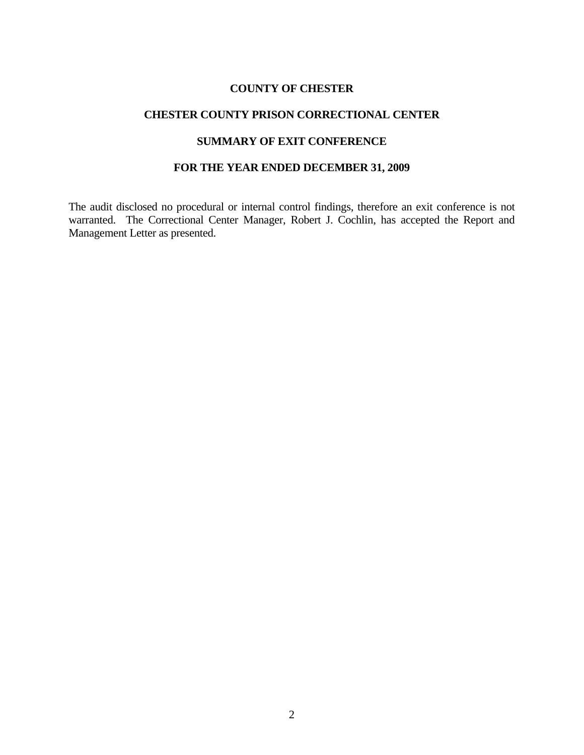**COUNTY OF CHESTER**

**CHESTER COUNTY PRISON CORRECTIONAL CENTER**

**SUMMARY OF EXIT CONFERENCE**

**FOR THE YEAR ENDED DECEMBER 31, 2009**

The audit disclosed no procedural or internal control findings, therefore an exit conference is not warranted. The Correctional Center Manager, Robert J. Cochlin, has accepted the Report and Management Letter as presented.